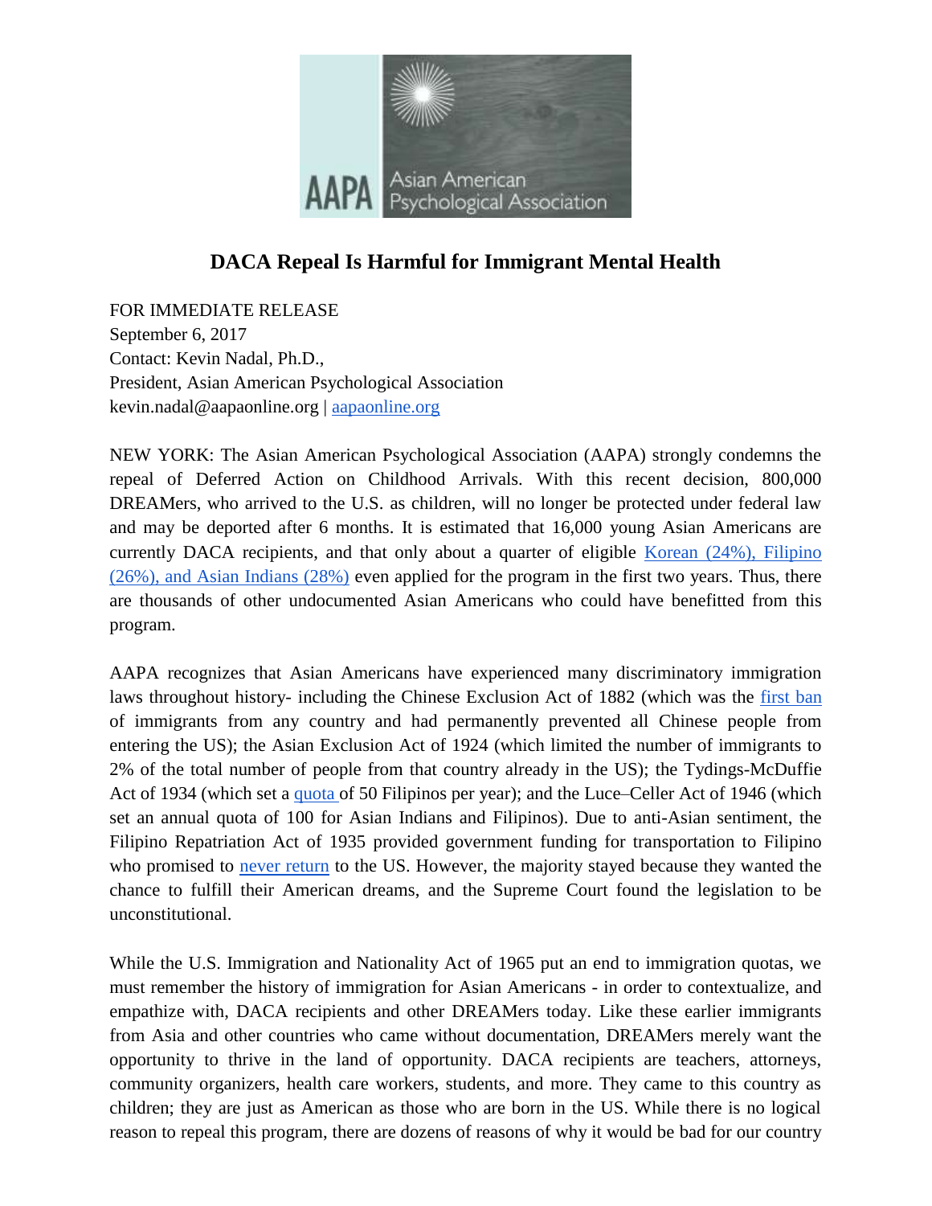AAPA Asian American Psychological Association

## DACA Repeal Is Harmful for Immigrant Mental Health

FOR IMMEDIATE RELEASE
September 6, 2017
Contact: Kevin Nadal, Ph.D.,
President, Asian American Psychological Association
kevin.nadal@aapaonline.org | aapaonline.org

NEW YORK: The Asian American Psychological Association (AAPA) strongly condemns the repeal of Deferred Action on Childhood Arrivals. With this recent decision, 800,000 DREAMers, who arrived to the U.S. as children, will no longer be protected under federal law and may be deported after 6 months. It is estimated that 16,000 young Asian Americans are currently DACA recipients, and that only about a quarter of eligible Korean (24%), Filipino (26%), and Asian Indians (28%) even applied for the program in the first two years. Thus, there are thousands of other undocumented Asian Americans who could have benefitted from this program.

AAPA recognizes that Asian Americans have experienced many discriminatory immigration laws throughout history- including the Chinese Exclusion Act of 1882 (which was the first ban of immigrants from any country and had permanently prevented all Chinese people from entering the US); the Asian Exclusion Act of 1924 (which limited the number of immigrants to 2% of the total number of people from that country already in the US); the Tydings-McDuffie Act of 1934 (which set a quota of 50 Filipinos per year); and the Luce–Celler Act of 1946 (which set an annual quota of 100 for Asian Indians and Filipinos). Due to anti-Asian sentiment, the Filipino Repatriation Act of 1935 provided government funding for transportation to Filipino who promised to never return to the US. However, the majority stayed because they wanted the chance to fulfill their American dreams, and the Supreme Court found the legislation to be unconstitutional.

While the U.S. Immigration and Nationality Act of 1965 put an end to immigration quotas, we must remember the history of immigration for Asian Americans - in order to contextualize, and empathize with, DACA recipients and other DREAMers today. Like these earlier immigrants from Asia and other countries who came without documentation, DREAMers merely want the opportunity to thrive in the land of opportunity. DACA recipients are teachers, attorneys, community organizers, health care workers, students, and more. They came to this country as children; they are just as American as those who are born in the US. While there is no logical reason to repeal this program, there are dozens of reasons of why it would be bad for our country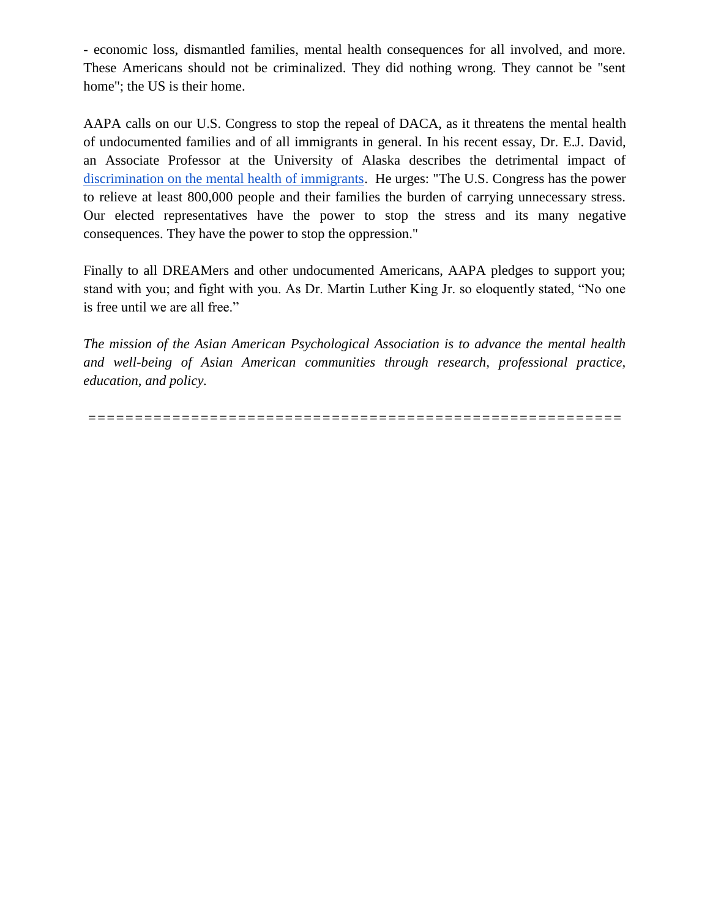- economic loss, dismantled families, mental health consequences for all involved, and more. These Americans should not be criminalized. They did nothing wrong. They cannot be "sent home"; the US is their home.

AAPA calls on our U.S. Congress to stop the repeal of DACA, as it threatens the mental health of undocumented families and of all immigrants in general. In his recent essay, Dr. E.J. David, an Associate Professor at the University of Alaska describes the detrimental impact of discrimination on the mental health of immigrants. He urges: "The U.S. Congress has the power to relieve at least 800,000 people and their families the burden of carrying unnecessary stress. Our elected representatives have the power to stop the stress and its many negative consequences. They have the power to stop the oppression."

Finally to all DREAMers and other undocumented Americans, AAPA pledges to support you; stand with you; and fight with you. As Dr. Martin Luther King Jr. so eloquently stated, “No one is free until we are all free.”

*The mission of the Asian American Psychological Association is to advance the mental health and well-being of Asian American communities through research, professional practice, education, and policy.*

========================================================